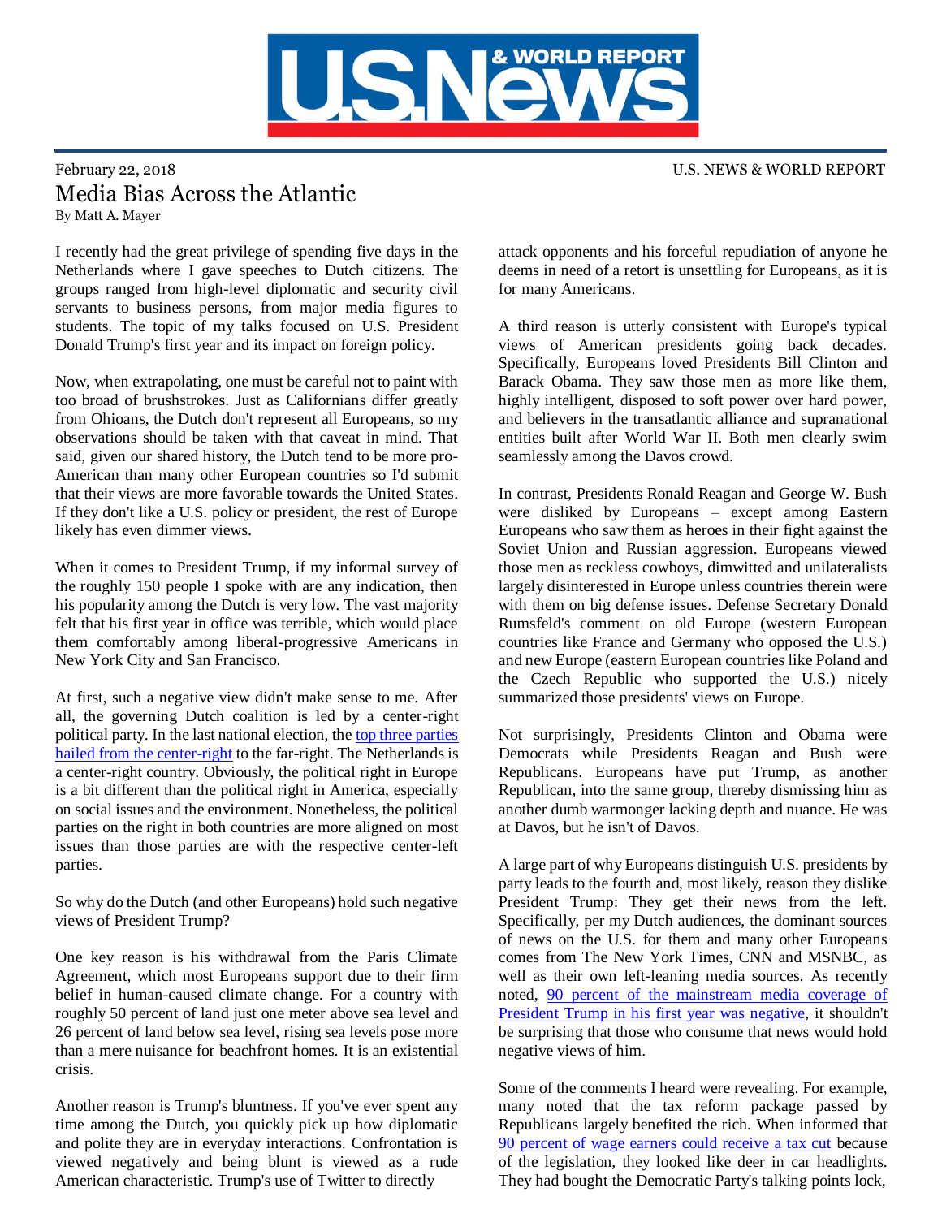February 22, 2018

U.S. NEWS & WORLD REPORT

# Media Bias Across the Atlantic

By Matt A. Mayer

I recently had the great privilege of spending five days in the Netherlands where I gave speeches to Dutch citizens. The groups ranged from high-level diplomatic and security civil servants to business persons, from major media figures to students. The topic of my talks focused on U.S. President Donald Trump's first year and its impact on foreign policy.

Now, when extrapolating, one must be careful not to paint with too broad of brushstrokes. Just as Californians differ greatly from Ohioans, the Dutch don't represent all Europeans, so my observations should be taken with that caveat in mind. That said, given our shared history, the Dutch tend to be more pro-American than many other European countries so I'd submit that their views are more favorable towards the United States. If they don't like a U.S. policy or president, the rest of Europe likely has even dimmer views.

When it comes to President Trump, if my informal survey of the roughly 150 people I spoke with are any indication, then his popularity among the Dutch is very low. The vast majority felt that his first year in office was terrible, which would place them comfortably among liberal-progressive Americans in New York City and San Francisco.

At first, such a negative view didn't make sense to me. After all, the governing Dutch coalition is led by a center-right political party. In the last national election, the top three parties hailed from the center-right to the far-right. The Netherlands is a center-right country. Obviously, the political right in Europe is a bit different than the political right in America, especially on social issues and the environment. Nonetheless, the political parties on the right in both countries are more aligned on most issues than those parties are with the respective center-left parties.

So why do the Dutch (and other Europeans) hold such negative views of President Trump?

One key reason is his withdrawal from the Paris Climate Agreement, which most Europeans support due to their firm belief in human-caused climate change. For a country with roughly 50 percent of land just one meter above sea level and 26 percent of land below sea level, rising sea levels pose more than a mere nuisance for beachfront homes. It is an existential crisis.

Another reason is Trump's bluntness. If you've ever spent any time among the Dutch, you quickly pick up how diplomatic and polite they are in everyday interactions. Confrontation is viewed negatively and being blunt is viewed as a rude American characteristic. Trump's use of Twitter to directly attack opponents and his forceful repudiation of anyone he deems in need of a retort is unsettling for Europeans, as it is for many Americans.

A third reason is utterly consistent with Europe's typical views of American presidents going back decades. Specifically, Europeans loved Presidents Bill Clinton and Barack Obama. They saw those men as more like them, highly intelligent, disposed to soft power over hard power, and believers in the transatlantic alliance and supranational entities built after World War II. Both men clearly swim seamlessly among the Davos crowd.

In contrast, Presidents Ronald Reagan and George W. Bush were disliked by Europeans – except among Eastern Europeans who saw them as heroes in their fight against the Soviet Union and Russian aggression. Europeans viewed those men as reckless cowboys, dimwitted and unilateralists largely disinterested in Europe unless countries therein were with them on big defense issues. Defense Secretary Donald Rumsfeld's comment on old Europe (western European countries like France and Germany who opposed the U.S.) and new Europe (eastern European countries like Poland and the Czech Republic who supported the U.S.) nicely summarized those presidents' views on Europe.

Not surprisingly, Presidents Clinton and Obama were Democrats while Presidents Reagan and Bush were Republicans. Europeans have put Trump, as another Republican, into the same group, thereby dismissing him as another dumb warmonger lacking depth and nuance. He was at Davos, but he isn't of Davos.

A large part of why Europeans distinguish U.S. presidents by party leads to the fourth and, most likely, reason they dislike President Trump: They get their news from the left. Specifically, per my Dutch audiences, the dominant sources of news on the U.S. for them and many other Europeans comes from The New York Times, CNN and MSNBC, as well as their own left-leaning media sources. As recently noted, 90 percent of the mainstream media coverage of President Trump in his first year was negative, it shouldn't be surprising that those who consume that news would hold negative views of him.

Some of the comments I heard were revealing. For example, many noted that the tax reform package passed by Republicans largely benefited the rich. When informed that 90 percent of wage earners could receive a tax cut because of the legislation, they looked like deer in car headlights. They had bought the Democratic Party's talking points lock,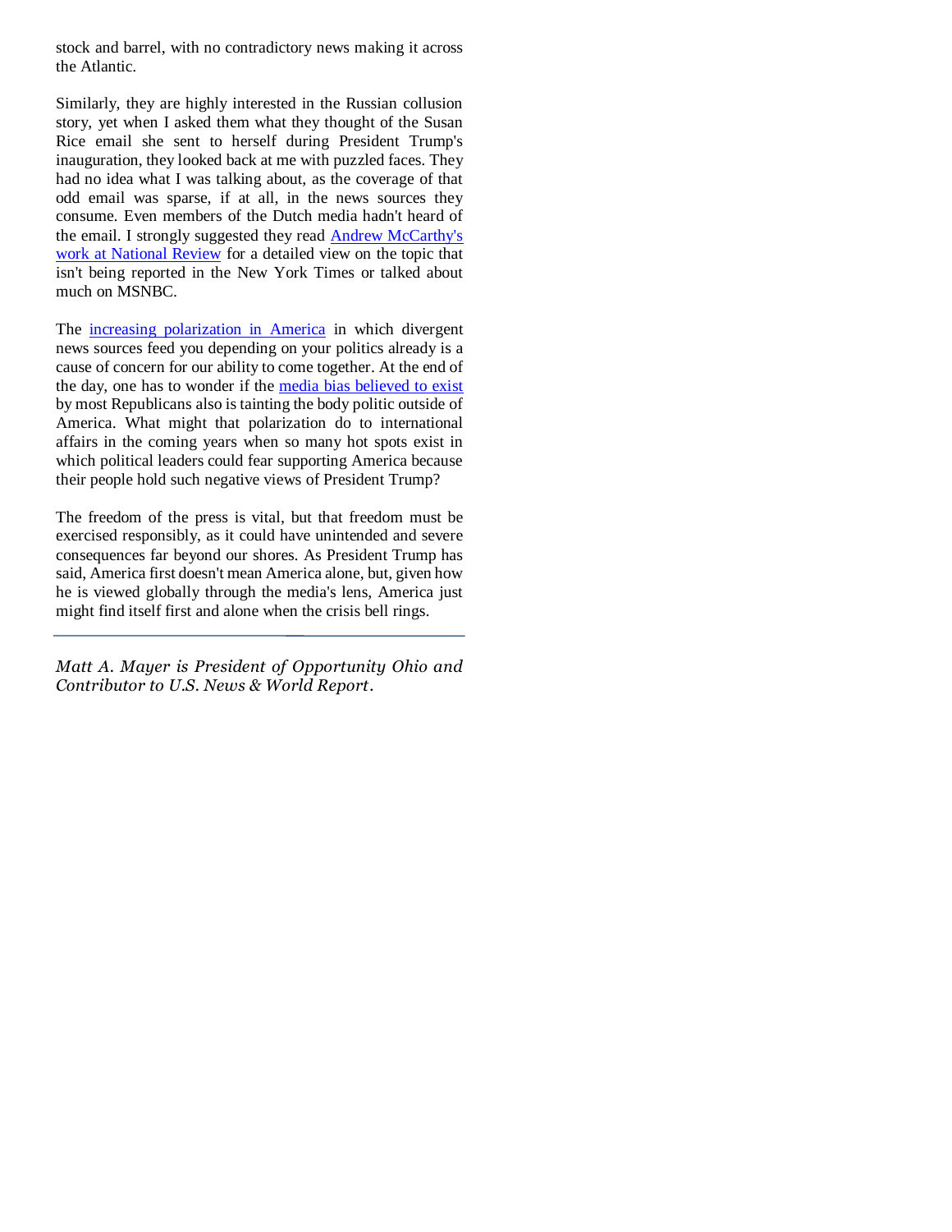stock and barrel, with no contradictory news making it across the Atlantic.

Similarly, they are highly interested in the Russian collusion story, yet when I asked them what they thought of the Susan Rice email she sent to herself during President Trump's inauguration, they looked back at me with puzzled faces. They had no idea what I was talking about, as the coverage of that odd email was sparse, if at all, in the news sources they consume. Even members of the Dutch media hadn't heard of the email. I strongly suggested they read Andrew McCarthy's work at National Review for a detailed view on the topic that isn't being reported in the New York Times or talked about much on MSNBC.

The increasing polarization in America in which divergent news sources feed you depending on your politics already is a cause of concern for our ability to come together. At the end of the day, one has to wonder if the media bias believed to exist by most Republicans also is tainting the body politic outside of America. What might that polarization do to international affairs in the coming years when so many hot spots exist in which political leaders could fear supporting America because their people hold such negative views of President Trump?

The freedom of the press is vital, but that freedom must be exercised responsibly, as it could have unintended and severe consequences far beyond our shores. As President Trump has said, America first doesn't mean America alone, but, given how he is viewed globally through the media's lens, America just might find itself first and alone when the crisis bell rings.

---

*Matt A. Mayer is President of Opportunity Ohio and Contributor to U.S. News & World Report.*